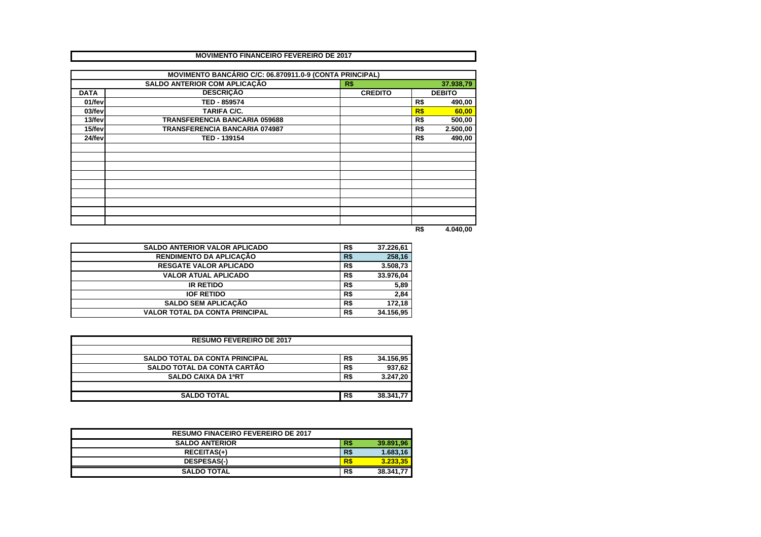# MOVIMENTO FINANCEIRO FEVEREIRO DE 2017

| MOVIMENTO BANCÁRIO C/C: 06.870911.0-9 (CONTA PRINCIPAL) | | | | |
|---|---|---|---|---|
| | SALDO ANTERIOR COM APLICAÇÃO | R$ | | 37.938,79 |
| DATA | DESCRIÇÃO | CREDITO | | DEBITO |
| 01/fev | TED - 859574 | | R$ | 490,00 |
| 03/fev | TARIFA C/C. | | R$ | 60,00 |
| 13/fev | TRANSFERENCIA BANCARIA 059688 | | R$ | 500,00 |
| 15/fev | TRANSFERENCIA BANCARIA 074987 | | R$ | 2.500,00 |
| 24/fev | TED - 139154 | | R$ | 490,00 |
| | | | | |
| | | | | |
| | | | | |
| | | | | |
| | | | | |
| | | | | |
| | | | | |
| | | | | |
| | | | | |
| | | | R$ | 4.040,00 |

| | | |
|---|---|---|
| SALDO ANTERIOR VALOR APLICADO | R$ | 37.226,61 |
| RENDIMENTO DA APLICAÇÃO | R$ | 258,16 |
| RESGATE VALOR APLICADO | R$ | 3.508,73 |
| VALOR ATUAL APLICADO | R$ | 33.976,04 |
| IR RETIDO | R$ | 5,89 |
| IOF RETIDO | R$ | 2,84 |
| SALDO SEM APLICAÇÃO | R$ | 172,18 |
| VALOR TOTAL DA CONTA PRINCIPAL | R$ | 34.156,95 |

| RESUMO FEVEREIRO DE 2017 | | |
|---|---|---|
| | | |
| SALDO TOTAL DA CONTA PRINCIPAL | R$ | 34.156,95 |
| SALDO TOTAL DA CONTA CARTÃO | R$ | 937,62 |
| SALDO CAIXA DA 1ªRT | R$ | 3.247,20 |
| | | |
| SALDO TOTAL | R$ | 38.341,77 |

| RESUMO FINACEIRO FEVEREIRO DE 2017 | | |
|---|---|---|
| SALDO ANTERIOR | R$ | 39.891,96 |
| RECEITAS(+) | R$ | 1.683,16 |
| DESPESAS(-) | R$ | 3.233,35 |
| SALDO TOTAL | R$ | 38.341,77 |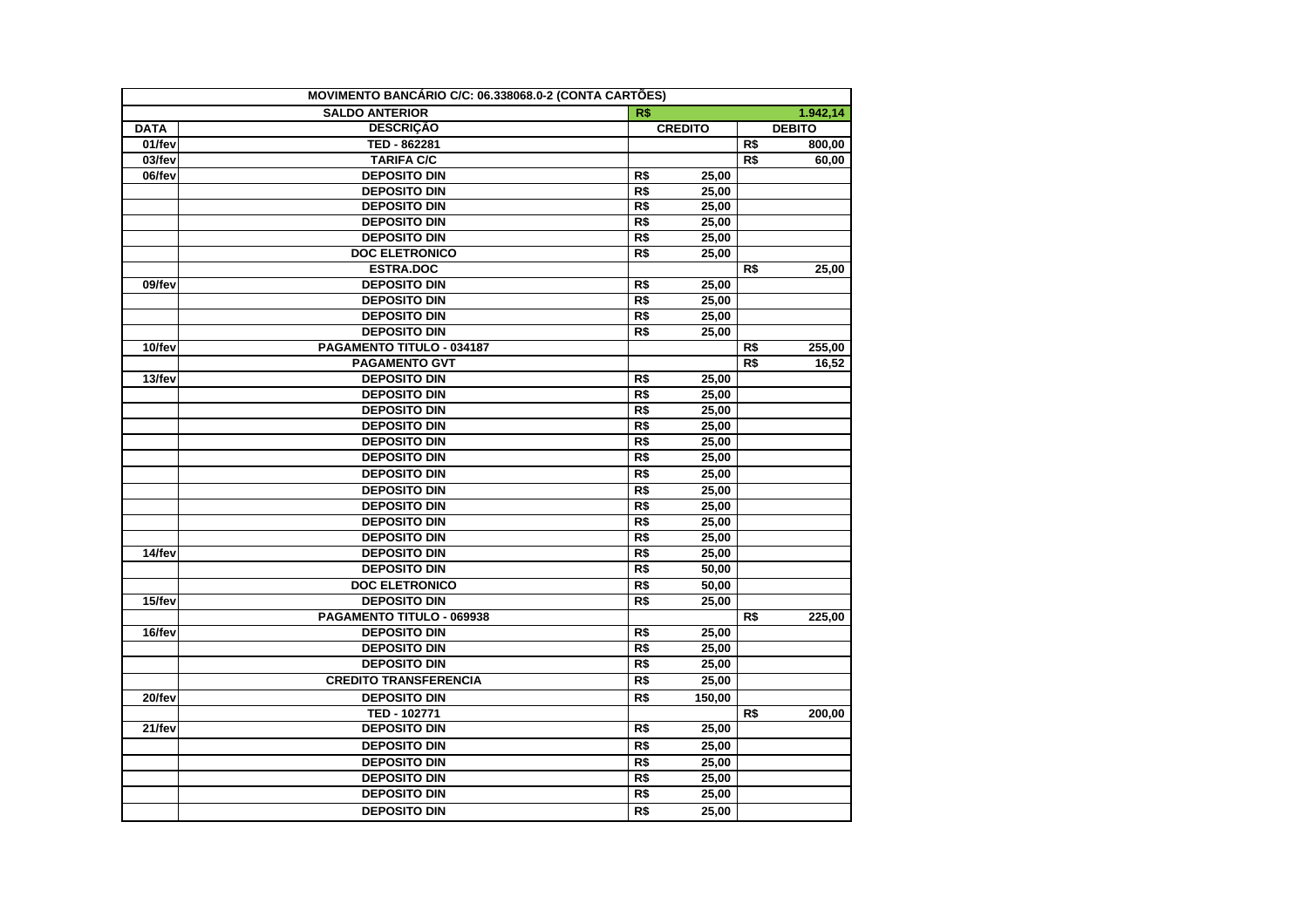| MOVIMENTO BANCÁRIO C/C: 06.338068.0-2 (CONTA CARTÕES) | | | |
|---|---|---|---|
| | SALDO ANTERIOR | R$ | 1.942,14 |
| DATA | DESCRIÇÃO | CREDITO | DEBITO |
| 01/fev | TED - 862281 | | R$ 800,00 |
| 03/fev | TARIFA C/C | | R$ 60,00 |
| 06/fev | DEPOSITO DIN | R$ 25,00 | |
| | DEPOSITO DIN | R$ 25,00 | |
| | DEPOSITO DIN | R$ 25,00 | |
| | DEPOSITO DIN | R$ 25,00 | |
| | DEPOSITO DIN | R$ 25,00 | |
| | DOC ELETRONICO | R$ 25,00 | |
| | ESTRA.DOC | | R$ 25,00 |
| 09/fev | DEPOSITO DIN | R$ 25,00 | |
| | DEPOSITO DIN | R$ 25,00 | |
| | DEPOSITO DIN | R$ 25,00 | |
| | DEPOSITO DIN | R$ 25,00 | |
| 10/fev | PAGAMENTO TITULO - 034187 | | R$ 255,00 |
| | PAGAMENTO GVT | | R$ 16,52 |
| 13/fev | DEPOSITO DIN | R$ 25,00 | |
| | DEPOSITO DIN | R$ 25,00 | |
| | DEPOSITO DIN | R$ 25,00 | |
| | DEPOSITO DIN | R$ 25,00 | |
| | DEPOSITO DIN | R$ 25,00 | |
| | DEPOSITO DIN | R$ 25,00 | |
| | DEPOSITO DIN | R$ 25,00 | |
| | DEPOSITO DIN | R$ 25,00 | |
| | DEPOSITO DIN | R$ 25,00 | |
| | DEPOSITO DIN | R$ 25,00 | |
| | DEPOSITO DIN | R$ 25,00 | |
| 14/fev | DEPOSITO DIN | R$ 25,00 | |
| | DEPOSITO DIN | R$ 50,00 | |
| | DOC ELETRONICO | R$ 50,00 | |
| 15/fev | DEPOSITO DIN | R$ 25,00 | |
| | PAGAMENTO TITULO - 069938 | | R$ 225,00 |
| 16/fev | DEPOSITO DIN | R$ 25,00 | |
| | DEPOSITO DIN | R$ 25,00 | |
| | DEPOSITO DIN | R$ 25,00 | |
| | CREDITO TRANSFERENCIA | R$ 25,00 | |
| 20/fev | DEPOSITO DIN | R$ 150,00 | |
| | TED - 102771 | | R$ 200,00 |
| 21/fev | DEPOSITO DIN | R$ 25,00 | |
| | DEPOSITO DIN | R$ 25,00 | |
| | DEPOSITO DIN | R$ 25,00 | |
| | DEPOSITO DIN | R$ 25,00 | |
| | DEPOSITO DIN | R$ 25,00 | |
| | DEPOSITO DIN | R$ 25,00 | |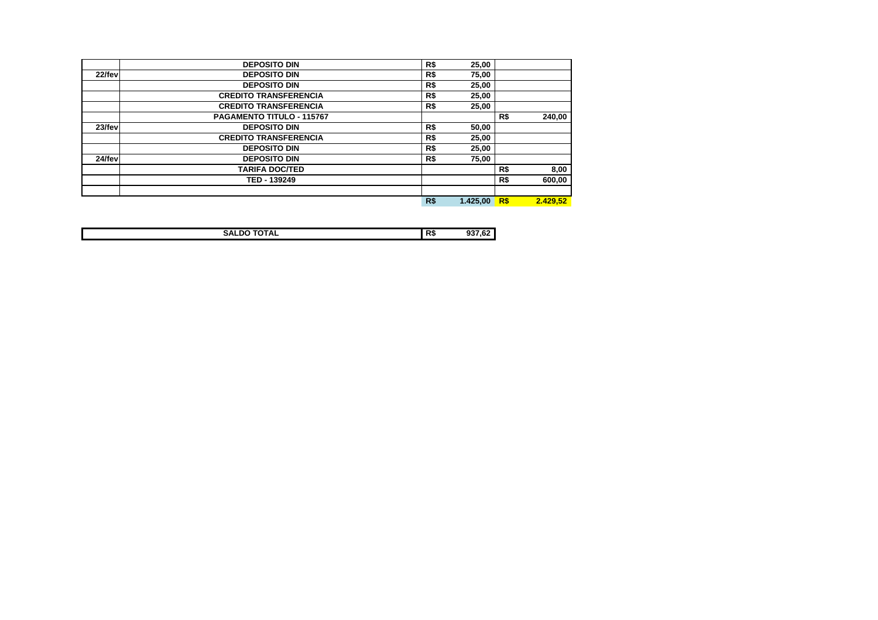| | | | | | |
|---|---|---|---|---|---|
| | DEPOSITO DIN | R$ | 25,00 | | |
| 22/fev | DEPOSITO DIN | R$ | 75,00 | | |
| | DEPOSITO DIN | R$ | 25,00 | | |
| | CREDITO TRANSFERENCIA | R$ | 25,00 | | |
| | CREDITO TRANSFERENCIA | R$ | 25,00 | | |
| | PAGAMENTO TITULO - 115767 | | | R$ | 240,00 |
| 23/fev | DEPOSITO DIN | R$ | 50,00 | | |
| | CREDITO TRANSFERENCIA | R$ | 25,00 | | |
| | DEPOSITO DIN | R$ | 25,00 | | |
| 24/fev | DEPOSITO DIN | R$ | 75,00 | | |
| | TARIFA DOC/TED | | | R$ | 8,00 |
| | TED - 139249 | | | R$ | 600,00 |
| | | | | | |
| | | R$ | 1.425,00 | R$ | 2.429,52 |

| SALDO TOTAL | R$ | 937,62 |
|---|---|---|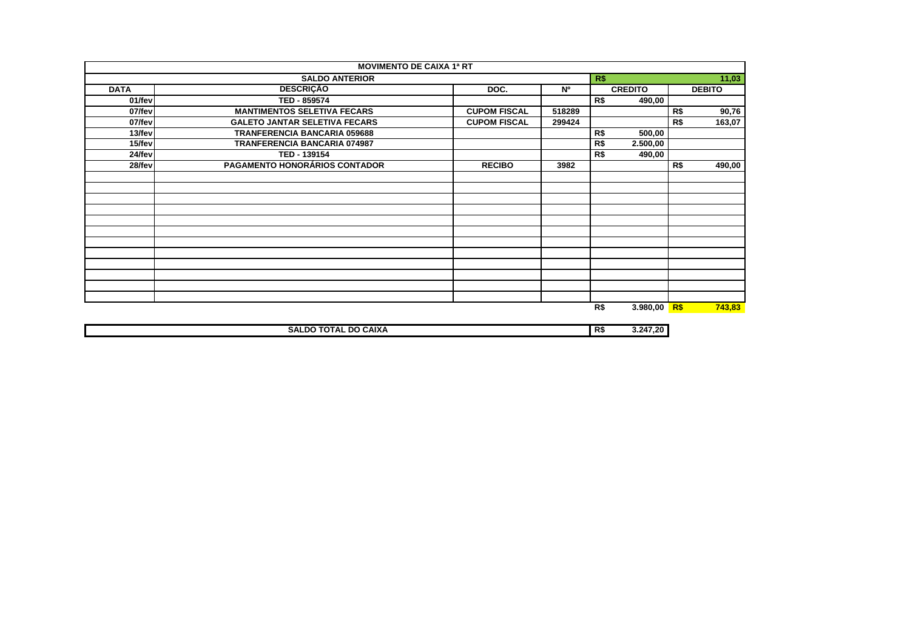| MOVIMENTO DE CAIXA 1ª RT | | | | | |
|---|---|---|---|---|---|
| SALDO ANTERIOR | | | | R$ | 11,03 |
| DATA | DESCRIÇÃO | DOC. | Nº | CREDITO | DEBITO |
| 01/fev | TED - 859574 | | | R$ 490,00 | |
| 07/fev | MANTIMENTOS SELETIVA FECARS | CUPOM FISCAL | 518289 | | R$ 90,76 |
| 07/fev | GALETO JANTAR SELETIVA FECARS | CUPOM FISCAL | 299424 | | R$ 163,07 |
| 13/fev | TRANFERENCIA BANCARIA 059688 | | | R$ 500,00 | |
| 15/fev | TRANFERENCIA BANCARIA 074987 | | | R$ 2.500,00 | |
| 24/fev | TED - 139154 | | | R$ 490,00 | |
| 28/fev | PAGAMENTO HONORÁRIOS CONTADOR | RECIBO | 3982 | | R$ 490,00 |
| | | | | | |
| | | | | | |
| | | | | | |
| | | | | | |
| | | | | | |
| | | | | | |
| | | | | | |
| | | | | | |
| | | | | | |
| | | | | | |
| | | | | | |
| | | | | | |
| | | | | R$ 3.980,00 | R$ 743,83 |

| | |
|---|---|
| SALDO TOTAL DO CAIXA | R$ 3.247,20 |